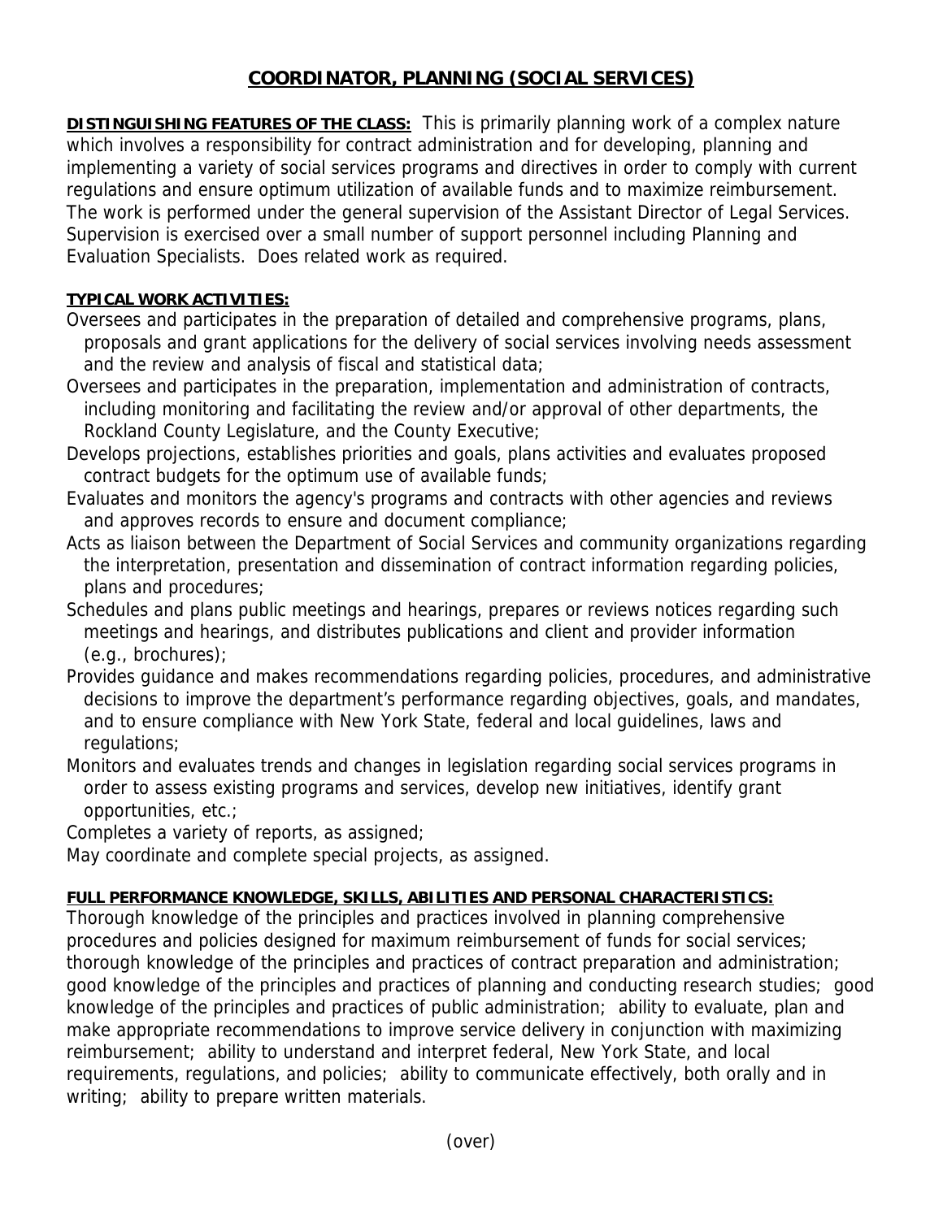# COORDINATOR, PLANNING (SOCIAL SERVICES)

**DISTINGUISHING FEATURES OF THE CLASS:** This is primarily planning work of a complex nature which involves a responsibility for contract administration and for developing, planning and implementing a variety of social services programs and directives in order to comply with current regulations and ensure optimum utilization of available funds and to maximize reimbursement. The work is performed under the general supervision of the Assistant Director of Legal Services. Supervision is exercised over a small number of support personnel including Planning and Evaluation Specialists. Does related work as required.

**TYPICAL WORK ACTIVITIES:**

Oversees and participates in the preparation of detailed and comprehensive programs, plans, proposals and grant applications for the delivery of social services involving needs assessment and the review and analysis of fiscal and statistical data;

Oversees and participates in the preparation, implementation and administration of contracts, including monitoring and facilitating the review and/or approval of other departments, the Rockland County Legislature, and the County Executive;

Develops projections, establishes priorities and goals, plans activities and evaluates proposed contract budgets for the optimum use of available funds;

Evaluates and monitors the agency's programs and contracts with other agencies and reviews and approves records to ensure and document compliance;

Acts as liaison between the Department of Social Services and community organizations regarding the interpretation, presentation and dissemination of contract information regarding policies, plans and procedures;

Schedules and plans public meetings and hearings, prepares or reviews notices regarding such meetings and hearings, and distributes publications and client and provider information (e.g., brochures);

Provides guidance and makes recommendations regarding policies, procedures, and administrative decisions to improve the department's performance regarding objectives, goals, and mandates, and to ensure compliance with New York State, federal and local guidelines, laws and regulations;

Monitors and evaluates trends and changes in legislation regarding social services programs in order to assess existing programs and services, develop new initiatives, identify grant opportunities, etc.;

Completes a variety of reports, as assigned;

May coordinate and complete special projects, as assigned.

**FULL PERFORMANCE KNOWLEDGE, SKILLS, ABILITIES AND PERSONAL CHARACTERISTICS:**

Thorough knowledge of the principles and practices involved in planning comprehensive procedures and policies designed for maximum reimbursement of funds for social services; thorough knowledge of the principles and practices of contract preparation and administration; good knowledge of the principles and practices of planning and conducting research studies; good knowledge of the principles and practices of public administration; ability to evaluate, plan and make appropriate recommendations to improve service delivery in conjunction with maximizing reimbursement; ability to understand and interpret federal, New York State, and local requirements, regulations, and policies; ability to communicate effectively, both orally and in writing; ability to prepare written materials.

(over)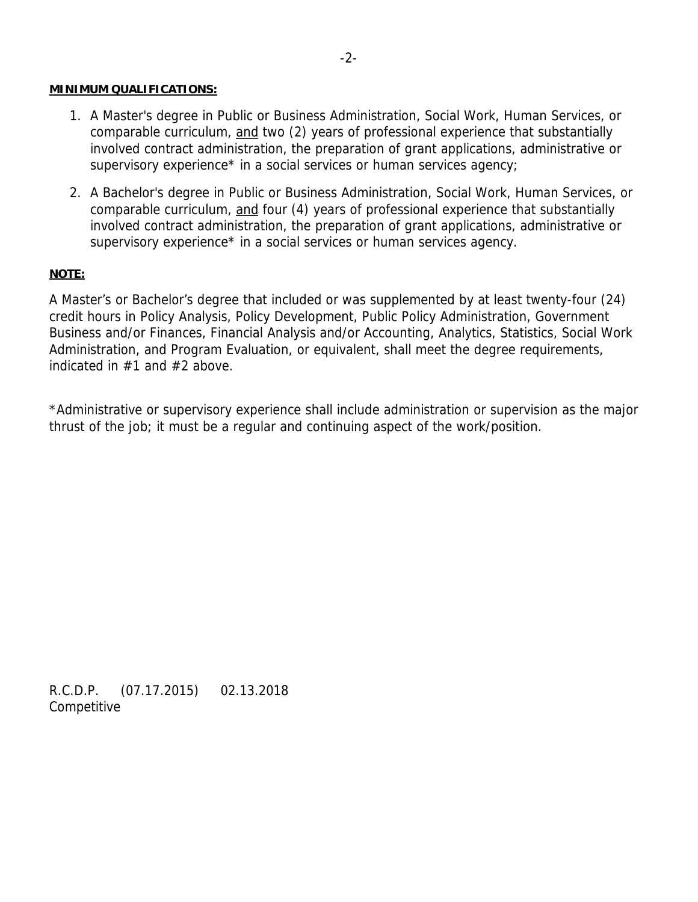**MINIMUM QUALIFICATIONS:**

1. A Master's degree in Public or Business Administration, Social Work, Human Services, or comparable curriculum, <u>and</u> two (2) years of professional experience that substantially involved contract administration, the preparation of grant applications, administrative or supervisory experience* in a social services or human services agency;

2. A Bachelor's degree in Public or Business Administration, Social Work, Human Services, or comparable curriculum, <u>and</u> four (4) years of professional experience that substantially involved contract administration, the preparation of grant applications, administrative or supervisory experience* in a social services or human services agency.

**NOTE:**

A Master's or Bachelor's degree that included or was supplemented by at least twenty-four (24) credit hours in Policy Analysis, Policy Development, Public Policy Administration, Government Business and/or Finances, Financial Analysis and/or Accounting, Analytics, Statistics, Social Work Administration, and Program Evaluation, or equivalent, shall meet the degree requirements, indicated in #1 and #2 above.

*Administrative or supervisory experience shall include administration or supervision as the major thrust of the job; it must be a regular and continuing aspect of the work/position.

R.C.D.P. (07.17.2015) 02.13.2018
Competitive